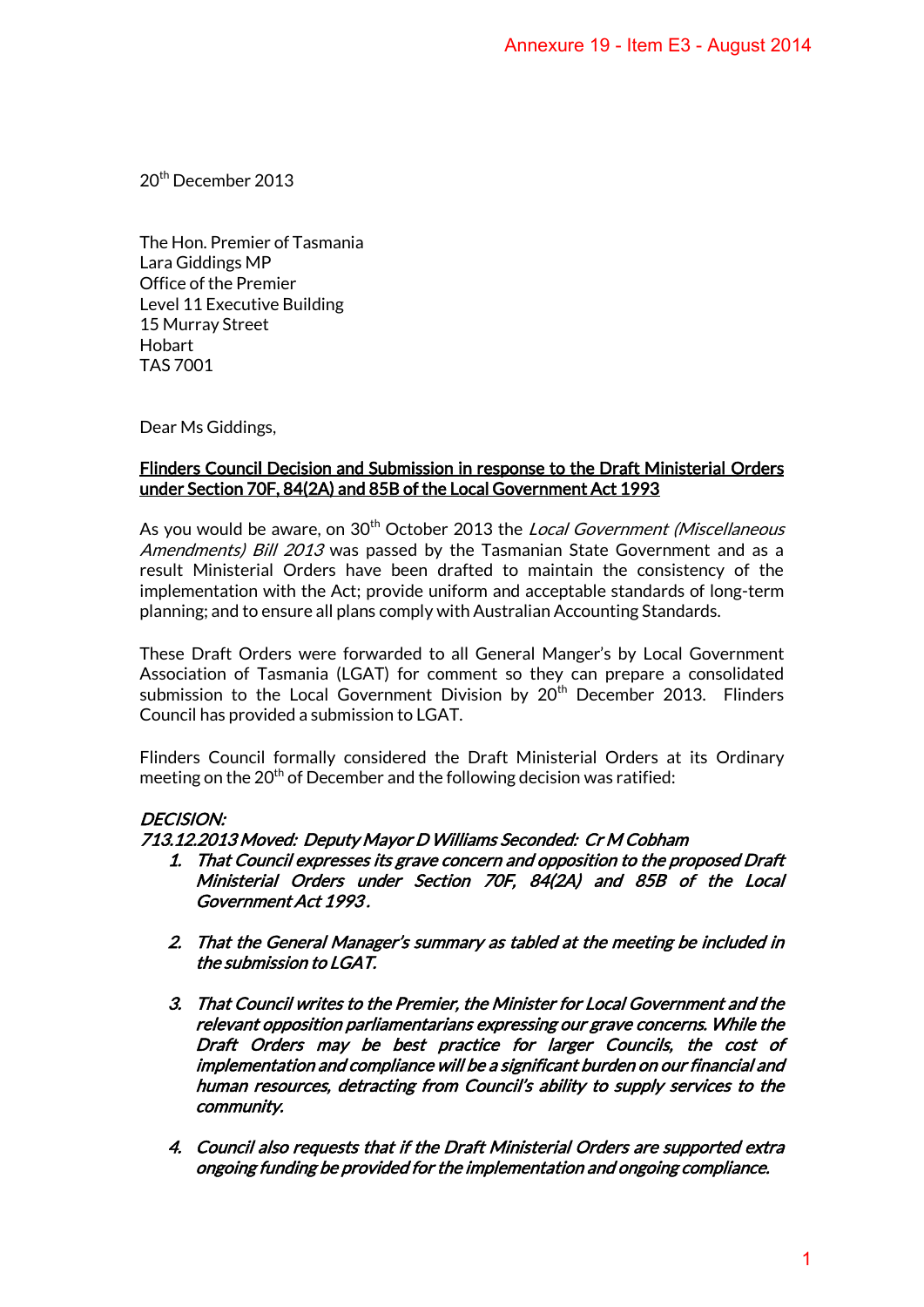Annexure 19 - Item E3 - August 2014

20th December 2013

The Hon. Premier of Tasmania
Lara Giddings MP
Office of the Premier
Level 11 Executive Building
15 Murray Street
Hobart
TAS 7001

Dear Ms Giddings,

**Flinders Council Decision and Submission in response to the Draft Ministerial Orders under Section 70F, 84(2A) and 85B of the Local Government Act 1993**

As you would be aware, on 30th October 2013 the *Local Government (Miscellaneous Amendments) Bill 2013* was passed by the Tasmanian State Government and as a result Ministerial Orders have been drafted to maintain the consistency of the implementation with the Act; provide uniform and acceptable standards of long-term planning; and to ensure all plans comply with Australian Accounting Standards.

These Draft Orders were forwarded to all General Manger's by Local Government Association of Tasmania (LGAT) for comment so they can prepare a consolidated submission to the Local Government Division by 20th December 2013. Flinders Council has provided a submission to LGAT.

Flinders Council formally considered the Draft Ministerial Orders at its Ordinary meeting on the 20th of December and the following decision was ratified:

***DECISION:***

***713.12.2013 Moved: Deputy Mayor D Williams Seconded: Cr M Cobham***

1. ***That Council expresses its grave concern and opposition to the proposed Draft Ministerial Orders under Section 70F, 84(2A) and 85B of the Local Government Act 1993.***

2. ***That the General Manager's summary as tabled at the meeting be included in the submission to LGAT.***

3. ***That Council writes to the Premier, the Minister for Local Government and the relevant opposition parliamentarians expressing our grave concerns. While the Draft Orders may be best practice for larger Councils, the cost of implementation and compliance will be a significant burden on our financial and human resources, detracting from Council's ability to supply services to the community.***

4. ***Council also requests that if the Draft Ministerial Orders are supported extra ongoing funding be provided for the implementation and ongoing compliance.***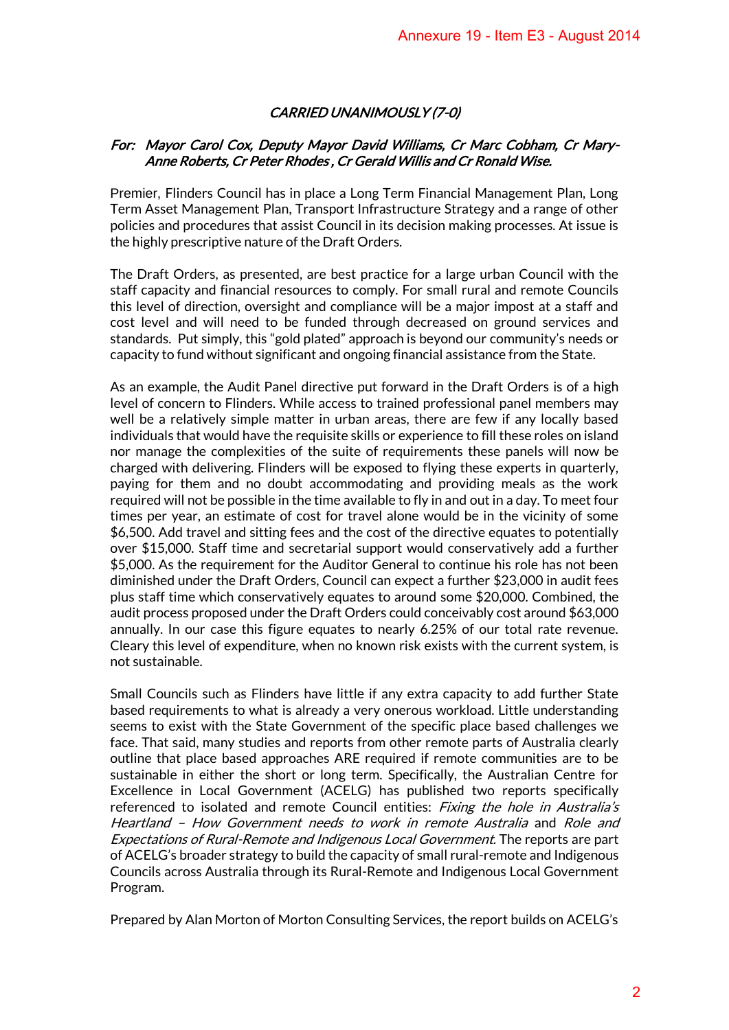*CARRIED UNANIMOUSLY (7-0)*

*For: Mayor Carol Cox, Deputy Mayor David Williams, Cr Marc Cobham, Cr Mary-Anne Roberts, Cr Peter Rhodes , Cr Gerald Willis and Cr Ronald Wise.*

Premier, Flinders Council has in place a Long Term Financial Management Plan, Long Term Asset Management Plan, Transport Infrastructure Strategy and a range of other policies and procedures that assist Council in its decision making processes. At issue is the highly prescriptive nature of the Draft Orders.

The Draft Orders, as presented, are best practice for a large urban Council with the staff capacity and financial resources to comply. For small rural and remote Councils this level of direction, oversight and compliance will be a major impost at a staff and cost level and will need to be funded through decreased on ground services and standards. Put simply, this "gold plated" approach is beyond our community's needs or capacity to fund without significant and ongoing financial assistance from the State.

As an example, the Audit Panel directive put forward in the Draft Orders is of a high level of concern to Flinders. While access to trained professional panel members may well be a relatively simple matter in urban areas, there are few if any locally based individuals that would have the requisite skills or experience to fill these roles on island nor manage the complexities of the suite of requirements these panels will now be charged with delivering. Flinders will be exposed to flying these experts in quarterly, paying for them and no doubt accommodating and providing meals as the work required will not be possible in the time available to fly in and out in a day. To meet four times per year, an estimate of cost for travel alone would be in the vicinity of some $6,500. Add travel and sitting fees and the cost of the directive equates to potentially over $15,000. Staff time and secretarial support would conservatively add a further $5,000. As the requirement for the Auditor General to continue his role has not been diminished under the Draft Orders, Council can expect a further $23,000 in audit fees plus staff time which conservatively equates to around some $20,000. Combined, the audit process proposed under the Draft Orders could conceivably cost around $63,000 annually. In our case this figure equates to nearly 6.25% of our total rate revenue. Cleary this level of expenditure, when no known risk exists with the current system, is not sustainable.

Small Councils such as Flinders have little if any extra capacity to add further State based requirements to what is already a very onerous workload. Little understanding seems to exist with the State Government of the specific place based challenges we face. That said, many studies and reports from other remote parts of Australia clearly outline that place based approaches ARE required if remote communities are to be sustainable in either the short or long term. Specifically, the Australian Centre for Excellence in Local Government (ACELG) has published two reports specifically referenced to isolated and remote Council entities: *Fixing the hole in Australia's Heartland – How Government needs to work in remote Australia* and *Role and Expectations of Rural-Remote and Indigenous Local Government*. The reports are part of ACELG's broader strategy to build the capacity of small rural-remote and Indigenous Councils across Australia through its Rural-Remote and Indigenous Local Government Program.

Prepared by Alan Morton of Morton Consulting Services, the report builds on ACELG's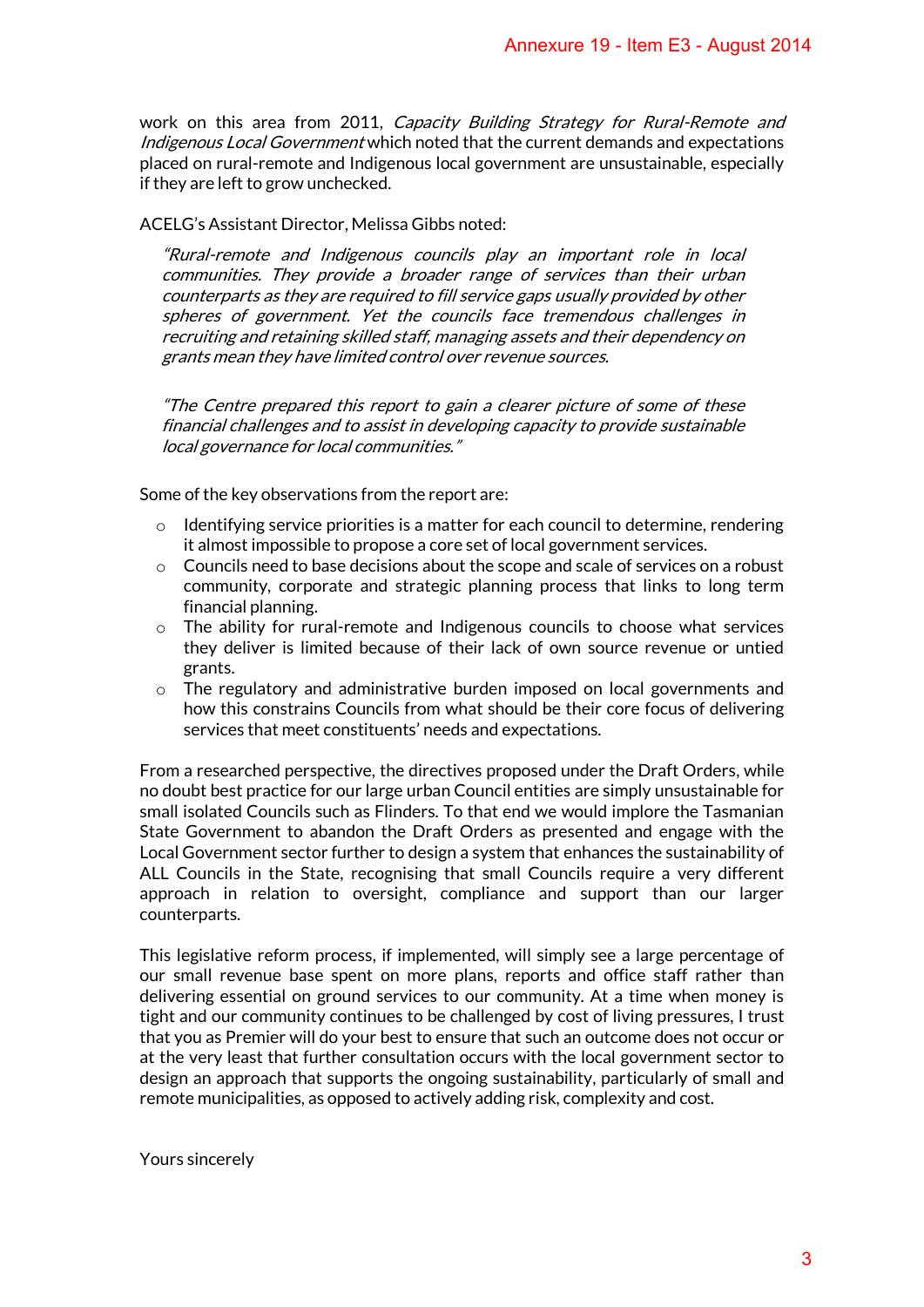work on this area from 2011, *Capacity Building Strategy for Rural-Remote and Indigenous Local Government* which noted that the current demands and expectations placed on rural-remote and Indigenous local government are unsustainable, especially if they are left to grow unchecked.

ACELG's Assistant Director, Melissa Gibbs noted:

> *"Rural-remote and Indigenous councils play an important role in local communities. They provide a broader range of services than their urban counterparts as they are required to fill service gaps usually provided by other spheres of government. Yet the councils face tremendous challenges in recruiting and retaining skilled staff, managing assets and their dependency on grants mean they have limited control over revenue sources.*
>
> *"The Centre prepared this report to gain a clearer picture of some of these financial challenges and to assist in developing capacity to provide sustainable local governance for local communities."*

Some of the key observations from the report are:

- Identifying service priorities is a matter for each council to determine, rendering it almost impossible to propose a core set of local government services.
- Councils need to base decisions about the scope and scale of services on a robust community, corporate and strategic planning process that links to long term financial planning.
- The ability for rural-remote and Indigenous councils to choose what services they deliver is limited because of their lack of own source revenue or untied grants.
- The regulatory and administrative burden imposed on local governments and how this constrains Councils from what should be their core focus of delivering services that meet constituents' needs and expectations.

From a researched perspective, the directives proposed under the Draft Orders, while no doubt best practice for our large urban Council entities are simply unsustainable for small isolated Councils such as Flinders. To that end we would implore the Tasmanian State Government to abandon the Draft Orders as presented and engage with the Local Government sector further to design a system that enhances the sustainability of ALL Councils in the State, recognising that small Councils require a very different approach in relation to oversight, compliance and support than our larger counterparts.

This legislative reform process, if implemented, will simply see a large percentage of our small revenue base spent on more plans, reports and office staff rather than delivering essential on ground services to our community. At a time when money is tight and our community continues to be challenged by cost of living pressures, I trust that you as Premier will do your best to ensure that such an outcome does not occur or at the very least that further consultation occurs with the local government sector to design an approach that supports the ongoing sustainability, particularly of small and remote municipalities, as opposed to actively adding risk, complexity and cost.

Yours sincerely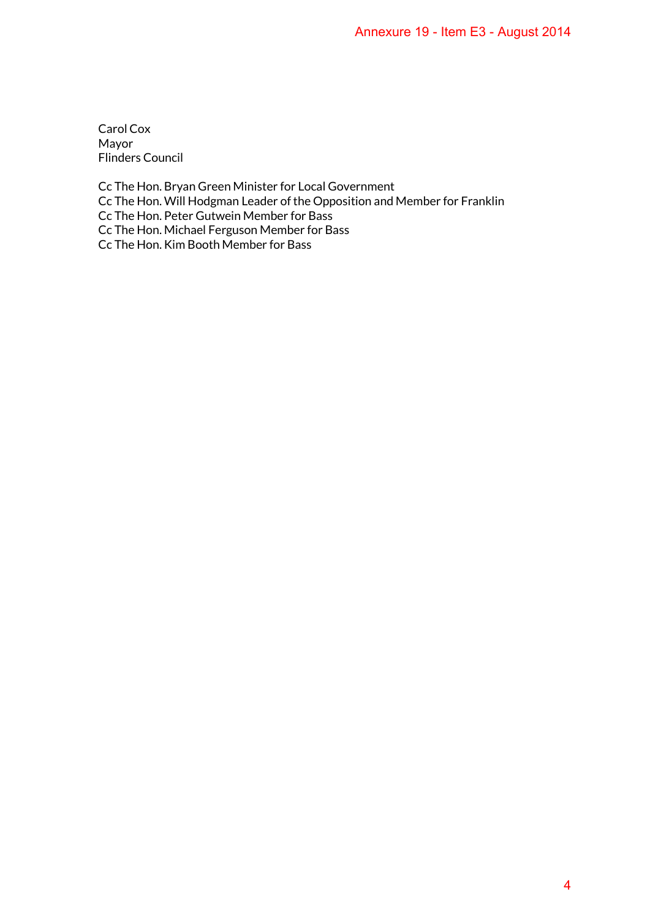Carol Cox
Mayor
Flinders Council

Cc The Hon. Bryan Green Minister for Local Government
Cc The Hon. Will Hodgman Leader of the Opposition and Member for Franklin
Cc The Hon. Peter Gutwein Member for Bass
Cc The Hon. Michael Ferguson Member for Bass
Cc The Hon. Kim Booth Member for Bass